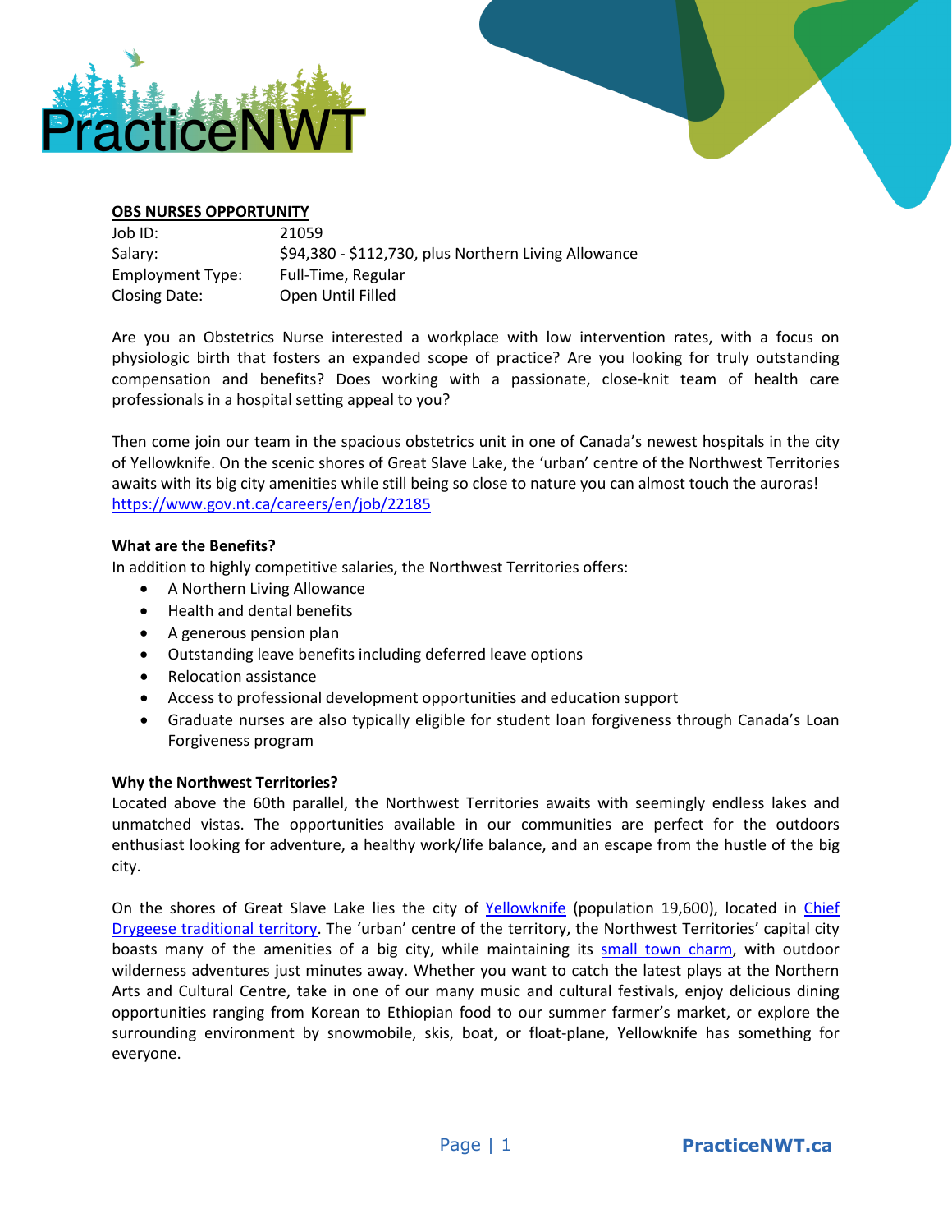## OBS NURSES OPPORTUNITY

Job ID: 21059
Salary: $94,380 - $112,730, plus Northern Living Allowance
Employment Type: Full-Time, Regular
Closing Date: Open Until Filled

Are you an Obstetrics Nurse interested a workplace with low intervention rates, with a focus on physiologic birth that fosters an expanded scope of practice? Are you looking for truly outstanding compensation and benefits? Does working with a passionate, close-knit team of health care professionals in a hospital setting appeal to you?

Then come join our team in the spacious obstetrics unit in one of Canada's newest hospitals in the city of Yellowknife. On the scenic shores of Great Slave Lake, the 'urban' centre of the Northwest Territories awaits with its big city amenities while still being so close to nature you can almost touch the auroras! https://www.gov.nt.ca/careers/en/job/22185

**What are the Benefits?**

In addition to highly competitive salaries, the Northwest Territories offers:

- A Northern Living Allowance
- Health and dental benefits
- A generous pension plan
- Outstanding leave benefits including deferred leave options
- Relocation assistance
- Access to professional development opportunities and education support
- Graduate nurses are also typically eligible for student loan forgiveness through Canada's Loan Forgiveness program

**Why the Northwest Territories?**

Located above the 60th parallel, the Northwest Territories awaits with seemingly endless lakes and unmatched vistas. The opportunities available in our communities are perfect for the outdoors enthusiast looking for adventure, a healthy work/life balance, and an escape from the hustle of the big city.

On the shores of Great Slave Lake lies the city of Yellowknife (population 19,600), located in Chief Drygeese traditional territory. The 'urban' centre of the territory, the Northwest Territories' capital city boasts many of the amenities of a big city, while maintaining its small town charm, with outdoor wilderness adventures just minutes away. Whether you want to catch the latest plays at the Northern Arts and Cultural Centre, take in one of our many music and cultural festivals, enjoy delicious dining opportunities ranging from Korean to Ethiopian food to our summer farmer's market, or explore the surrounding environment by snowmobile, skis, boat, or float-plane, Yellowknife has something for everyone.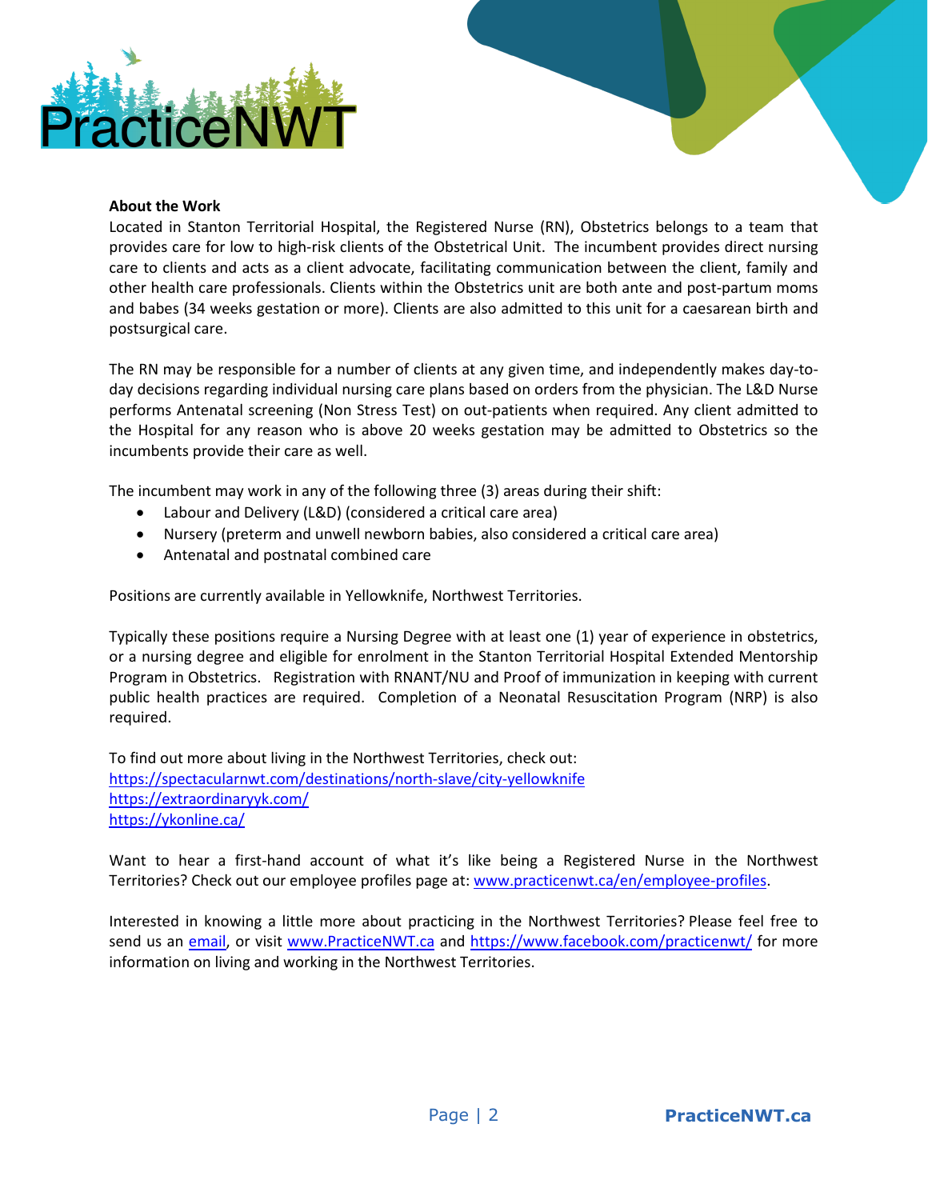**About the Work**

Located in Stanton Territorial Hospital, the Registered Nurse (RN), Obstetrics belongs to a team that provides care for low to high-risk clients of the Obstetrical Unit. The incumbent provides direct nursing care to clients and acts as a client advocate, facilitating communication between the client, family and other health care professionals. Clients within the Obstetrics unit are both ante and post-partum moms and babes (34 weeks gestation or more). Clients are also admitted to this unit for a caesarean birth and postsurgical care.

The RN may be responsible for a number of clients at any given time, and independently makes day-to-day decisions regarding individual nursing care plans based on orders from the physician. The L&D Nurse performs Antenatal screening (Non Stress Test) on out-patients when required. Any client admitted to the Hospital for any reason who is above 20 weeks gestation may be admitted to Obstetrics so the incumbents provide their care as well.

The incumbent may work in any of the following three (3) areas during their shift:

- Labour and Delivery (L&D) (considered a critical care area)
- Nursery (preterm and unwell newborn babies, also considered a critical care area)
- Antenatal and postnatal combined care

Positions are currently available in Yellowknife, Northwest Territories.

Typically these positions require a Nursing Degree with at least one (1) year of experience in obstetrics, or a nursing degree and eligible for enrolment in the Stanton Territorial Hospital Extended Mentorship Program in Obstetrics. Registration with RNANT/NU and Proof of immunization in keeping with current public health practices are required. Completion of a Neonatal Resuscitation Program (NRP) is also required.

To find out more about living in the Northwest Territories, check out:
https://spectacularnwt.com/destinations/north-slave/city-yellowknife
https://extraordinaryyk.com/
https://ykonline.ca/

Want to hear a first-hand account of what it's like being a Registered Nurse in the Northwest Territories? Check out our employee profiles page at: www.practicenwt.ca/en/employee-profiles.

Interested in knowing a little more about practicing in the Northwest Territories? Please feel free to send us an email, or visit www.PracticeNWT.ca and https://www.facebook.com/practicenwt/ for more information on living and working in the Northwest Territories.